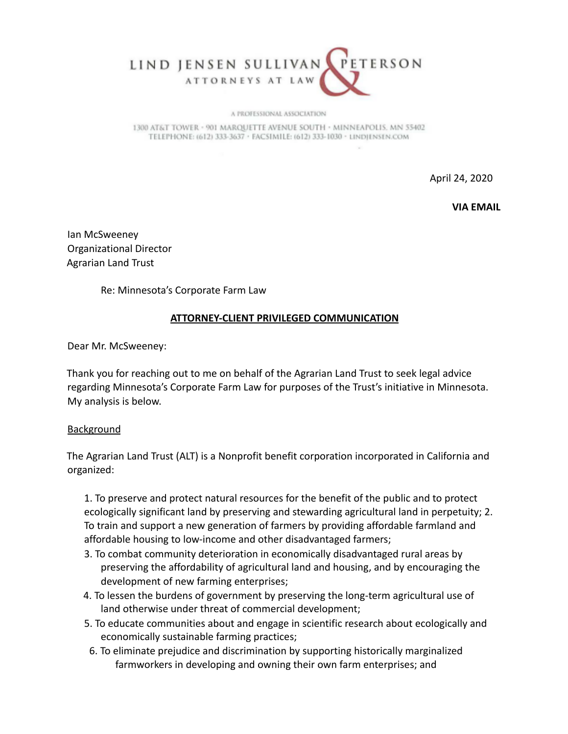# LIND JENSEN SULLIVAN & PETERSON

ATTORNEYS AT LAW

A PROFESSIONAL ASSOCIATION

1300 AT&T TOWER · 901 MARQUETTE AVENUE SOUTH · MINNEAPOLIS, MN 55402
TELEPHONE: (612) 333-3637 · FACSIMILE: (612) 333-1030 · LINDJENSEN.COM

April 24, 2020

**VIA EMAIL**

Ian McSweeney
Organizational Director
Agrarian Land Trust

Re: Minnesota's Corporate Farm Law

**ATTORNEY-CLIENT PRIVILEGED COMMUNICATION**

Dear Mr. McSweeney:

Thank you for reaching out to me on behalf of the Agrarian Land Trust to seek legal advice regarding Minnesota's Corporate Farm Law for purposes of the Trust's initiative in Minnesota. My analysis is below.

Background

The Agrarian Land Trust (ALT) is a Nonprofit benefit corporation incorporated in California and organized:

1. To preserve and protect natural resources for the benefit of the public and to protect ecologically significant land by preserving and stewarding agricultural land in perpetuity; 2. To train and support a new generation of farmers by providing affordable farmland and affordable housing to low-income and other disadvantaged farmers;
3. To combat community deterioration in economically disadvantaged rural areas by preserving the affordability of agricultural land and housing, and by encouraging the development of new farming enterprises;
4. To lessen the burdens of government by preserving the long-term agricultural use of land otherwise under threat of commercial development;
5. To educate communities about and engage in scientific research about ecologically and economically sustainable farming practices;
6. To eliminate prejudice and discrimination by supporting historically marginalized farmworkers in developing and owning their own farm enterprises; and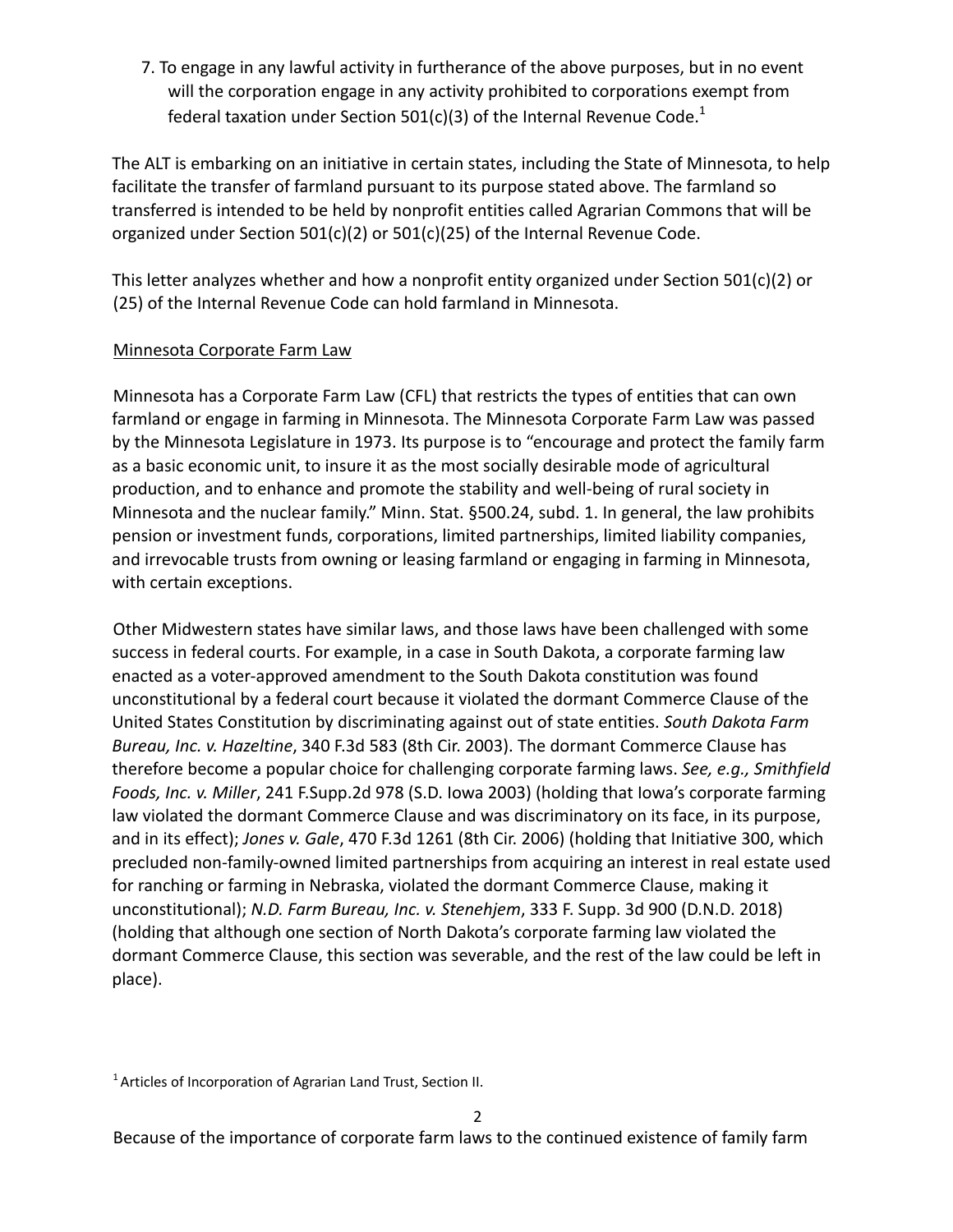7. To engage in any lawful activity in furtherance of the above purposes, but in no event will the corporation engage in any activity prohibited to corporations exempt from federal taxation under Section 501(c)(3) of the Internal Revenue Code.[1]

The ALT is embarking on an initiative in certain states, including the State of Minnesota, to help facilitate the transfer of farmland pursuant to its purpose stated above. The farmland so transferred is intended to be held by nonprofit entities called Agrarian Commons that will be organized under Section 501(c)(2) or 501(c)(25) of the Internal Revenue Code.

This letter analyzes whether and how a nonprofit entity organized under Section 501(c)(2) or (25) of the Internal Revenue Code can hold farmland in Minnesota.

Minnesota Corporate Farm Law

Minnesota has a Corporate Farm Law (CFL) that restricts the types of entities that can own farmland or engage in farming in Minnesota. The Minnesota Corporate Farm Law was passed by the Minnesota Legislature in 1973. Its purpose is to "encourage and protect the family farm as a basic economic unit, to insure it as the most socially desirable mode of agricultural production, and to enhance and promote the stability and well-being of rural society in Minnesota and the nuclear family." Minn. Stat. §500.24, subd. 1. In general, the law prohibits pension or investment funds, corporations, limited partnerships, limited liability companies, and irrevocable trusts from owning or leasing farmland or engaging in farming in Minnesota, with certain exceptions.

Other Midwestern states have similar laws, and those laws have been challenged with some success in federal courts. For example, in a case in South Dakota, a corporate farming law enacted as a voter-approved amendment to the South Dakota constitution was found unconstitutional by a federal court because it violated the dormant Commerce Clause of the United States Constitution by discriminating against out of state entities. *South Dakota Farm Bureau, Inc. v. Hazeltine*, 340 F.3d 583 (8th Cir. 2003). The dormant Commerce Clause has therefore become a popular choice for challenging corporate farming laws. *See, e.g., Smithfield Foods, Inc. v. Miller*, 241 F.Supp.2d 978 (S.D. Iowa 2003) (holding that Iowa's corporate farming law violated the dormant Commerce Clause and was discriminatory on its face, in its purpose, and in its effect); *Jones v. Gale*, 470 F.3d 1261 (8th Cir. 2006) (holding that Initiative 300, which precluded non-family-owned limited partnerships from acquiring an interest in real estate used for ranching or farming in Nebraska, violated the dormant Commerce Clause, making it unconstitutional); *N.D. Farm Bureau, Inc. v. Stenehjem*, 333 F. Supp. 3d 900 (D.N.D. 2018) (holding that although one section of North Dakota's corporate farming law violated the dormant Commerce Clause, this section was severable, and the rest of the law could be left in place).

[1] Articles of Incorporation of Agrarian Land Trust, Section II.

Because of the importance of corporate farm laws to the continued existence of family farm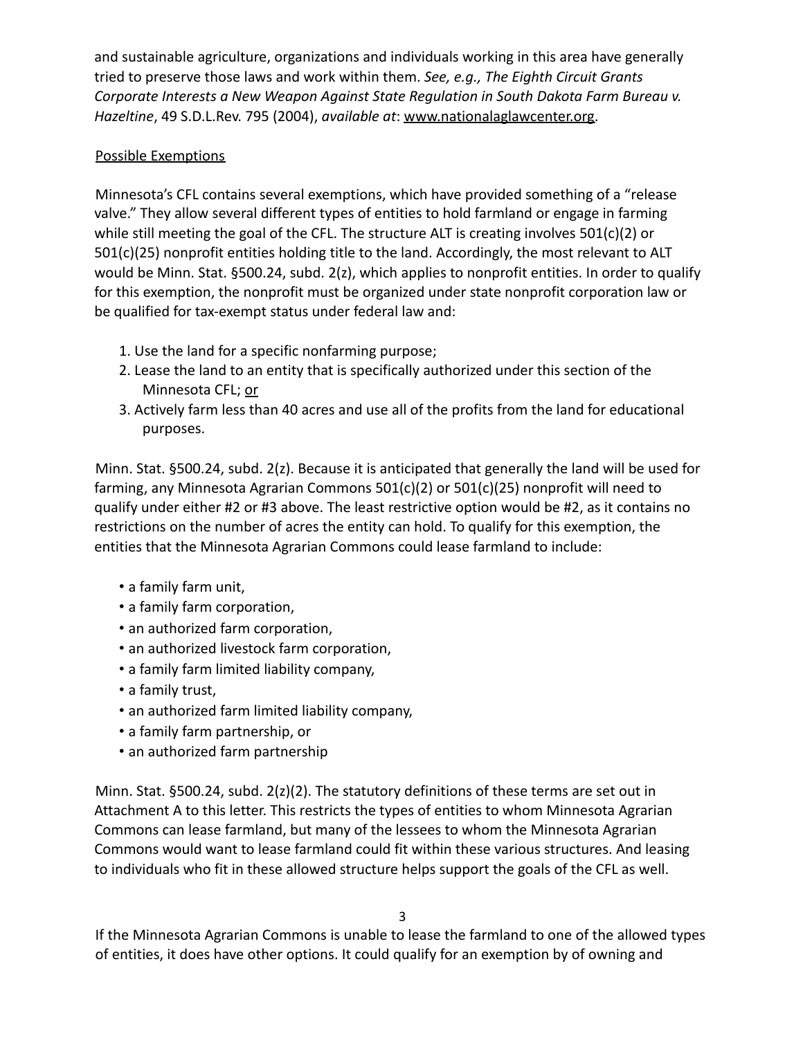and sustainable agriculture, organizations and individuals working in this area have generally tried to preserve those laws and work within them. *See, e.g., The Eighth Circuit Grants Corporate Interests a New Weapon Against State Regulation in South Dakota Farm Bureau v. Hazeltine*, 49 S.D.L.Rev. 795 (2004), *available at*: www.nationalaglawcenter.org.

Possible Exemptions

Minnesota's CFL contains several exemptions, which have provided something of a "release valve." They allow several different types of entities to hold farmland or engage in farming while still meeting the goal of the CFL. The structure ALT is creating involves 501(c)(2) or 501(c)(25) nonprofit entities holding title to the land. Accordingly, the most relevant to ALT would be Minn. Stat. §500.24, subd. 2(z), which applies to nonprofit entities. In order to qualify for this exemption, the nonprofit must be organized under state nonprofit corporation law or be qualified for tax-exempt status under federal law and:

1. Use the land for a specific nonfarming purpose;
2. Lease the land to an entity that is specifically authorized under this section of the Minnesota CFL; or
3. Actively farm less than 40 acres and use all of the profits from the land for educational purposes.

Minn. Stat. §500.24, subd. 2(z). Because it is anticipated that generally the land will be used for farming, any Minnesota Agrarian Commons 501(c)(2) or 501(c)(25) nonprofit will need to qualify under either #2 or #3 above. The least restrictive option would be #2, as it contains no restrictions on the number of acres the entity can hold. To qualify for this exemption, the entities that the Minnesota Agrarian Commons could lease farmland to include:

- a family farm unit,
- a family farm corporation,
- an authorized farm corporation,
- an authorized livestock farm corporation,
- a family farm limited liability company,
- a family trust,
- an authorized farm limited liability company,
- a family farm partnership, or
- an authorized farm partnership

Minn. Stat. §500.24, subd. 2(z)(2). The statutory definitions of these terms are set out in Attachment A to this letter. This restricts the types of entities to whom Minnesota Agrarian Commons can lease farmland, but many of the lessees to whom the Minnesota Agrarian Commons would want to lease farmland could fit within these various structures. And leasing to individuals who fit in these allowed structure helps support the goals of the CFL as well.

If the Minnesota Agrarian Commons is unable to lease the farmland to one of the allowed types of entities, it does have other options. It could qualify for an exemption by of owning and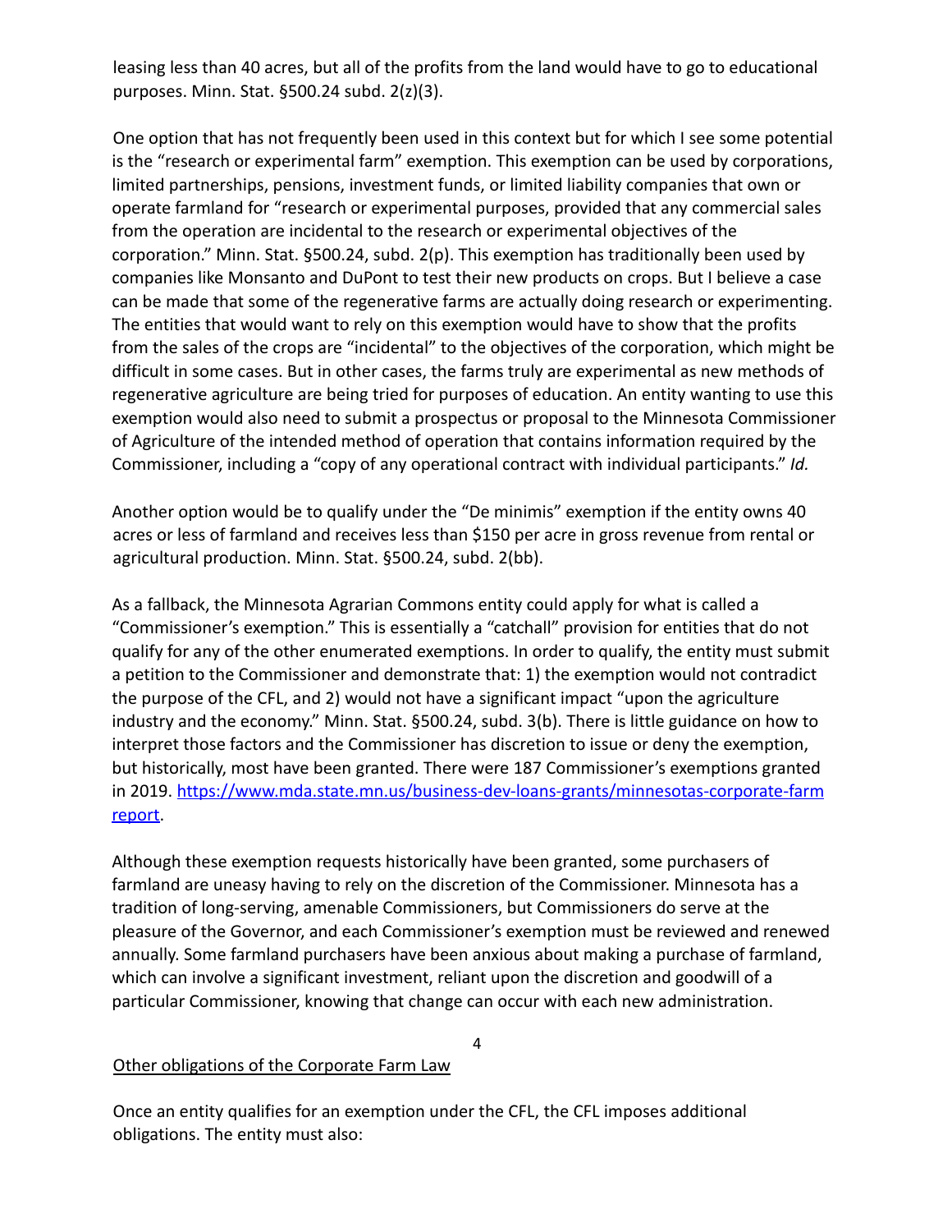leasing less than 40 acres, but all of the profits from the land would have to go to educational purposes. Minn. Stat. §500.24 subd. 2(z)(3).

One option that has not frequently been used in this context but for which I see some potential is the "research or experimental farm" exemption. This exemption can be used by corporations, limited partnerships, pensions, investment funds, or limited liability companies that own or operate farmland for "research or experimental purposes, provided that any commercial sales from the operation are incidental to the research or experimental objectives of the corporation." Minn. Stat. §500.24, subd. 2(p). This exemption has traditionally been used by companies like Monsanto and DuPont to test their new products on crops. But I believe a case can be made that some of the regenerative farms are actually doing research or experimenting. The entities that would want to rely on this exemption would have to show that the profits from the sales of the crops are "incidental" to the objectives of the corporation, which might be difficult in some cases. But in other cases, the farms truly are experimental as new methods of regenerative agriculture are being tried for purposes of education. An entity wanting to use this exemption would also need to submit a prospectus or proposal to the Minnesota Commissioner of Agriculture of the intended method of operation that contains information required by the Commissioner, including a "copy of any operational contract with individual participants." *Id.*

Another option would be to qualify under the "De minimis" exemption if the entity owns 40 acres or less of farmland and receives less than $150 per acre in gross revenue from rental or agricultural production. Minn. Stat. §500.24, subd. 2(bb).

As a fallback, the Minnesota Agrarian Commons entity could apply for what is called a "Commissioner's exemption." This is essentially a "catchall" provision for entities that do not qualify for any of the other enumerated exemptions. In order to qualify, the entity must submit a petition to the Commissioner and demonstrate that: 1) the exemption would not contradict the purpose of the CFL, and 2) would not have a significant impact "upon the agriculture industry and the economy." Minn. Stat. §500.24, subd. 3(b). There is little guidance on how to interpret those factors and the Commissioner has discretion to issue or deny the exemption, but historically, most have been granted. There were 187 Commissioner's exemptions granted in 2019. [https://www.mda.state.mn.us/business-dev-loans-grants/minnesotas-corporate-farm report](https://www.mda.state.mn.us/business-dev-loans-grants/minnesotas-corporate-farm-report).

Although these exemption requests historically have been granted, some purchasers of farmland are uneasy having to rely on the discretion of the Commissioner. Minnesota has a tradition of long-serving, amenable Commissioners, but Commissioners do serve at the pleasure of the Governor, and each Commissioner's exemption must be reviewed and renewed annually. Some farmland purchasers have been anxious about making a purchase of farmland, which can involve a significant investment, reliant upon the discretion and goodwill of a particular Commissioner, knowing that change can occur with each new administration.

<u>Other obligations of the Corporate Farm Law</u>

Once an entity qualifies for an exemption under the CFL, the CFL imposes additional obligations. The entity must also: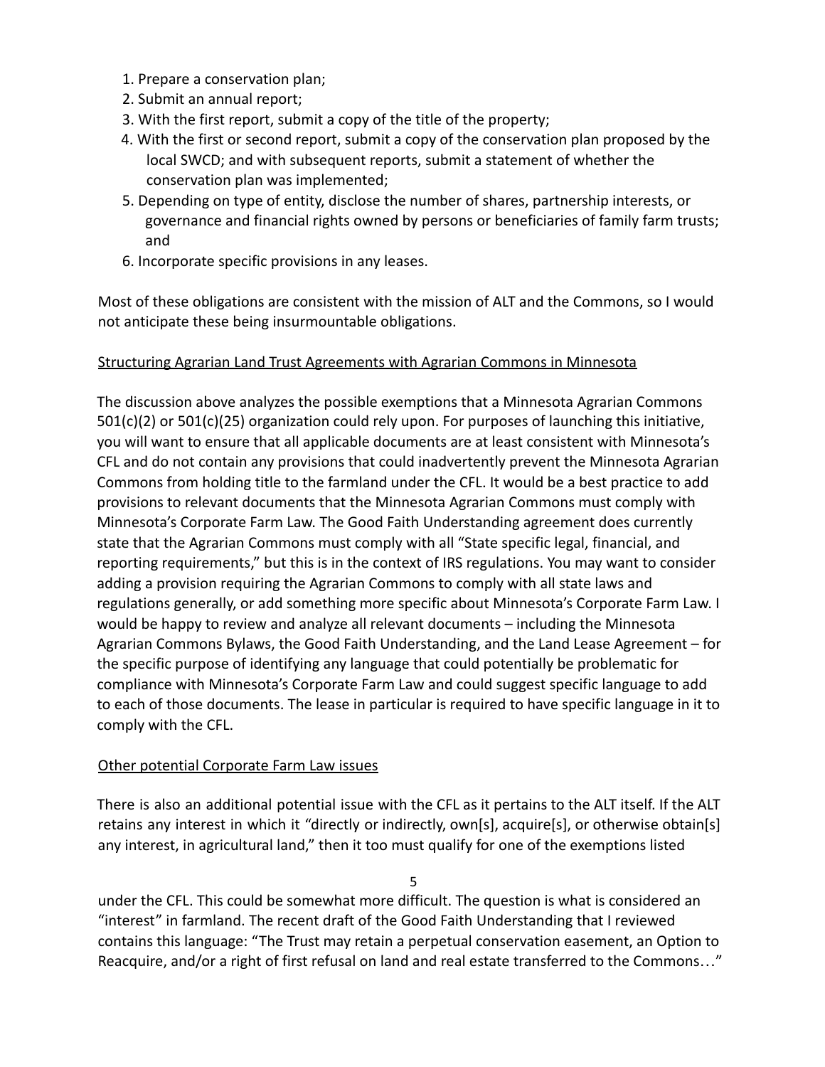1. Prepare a conservation plan;
2. Submit an annual report;
3. With the first report, submit a copy of the title of the property;
4. With the first or second report, submit a copy of the conservation plan proposed by the local SWCD; and with subsequent reports, submit a statement of whether the conservation plan was implemented;
5. Depending on type of entity, disclose the number of shares, partnership interests, or governance and financial rights owned by persons or beneficiaries of family farm trusts; and
6. Incorporate specific provisions in any leases.

Most of these obligations are consistent with the mission of ALT and the Commons, so I would not anticipate these being insurmountable obligations.

<u>Structuring Agrarian Land Trust Agreements with Agrarian Commons in Minnesota</u>

The discussion above analyzes the possible exemptions that a Minnesota Agrarian Commons 501(c)(2) or 501(c)(25) organization could rely upon. For purposes of launching this initiative, you will want to ensure that all applicable documents are at least consistent with Minnesota's CFL and do not contain any provisions that could inadvertently prevent the Minnesota Agrarian Commons from holding title to the farmland under the CFL. It would be a best practice to add provisions to relevant documents that the Minnesota Agrarian Commons must comply with Minnesota's Corporate Farm Law. The Good Faith Understanding agreement does currently state that the Agrarian Commons must comply with all "State specific legal, financial, and reporting requirements," but this is in the context of IRS regulations. You may want to consider adding a provision requiring the Agrarian Commons to comply with all state laws and regulations generally, or add something more specific about Minnesota's Corporate Farm Law. I would be happy to review and analyze all relevant documents – including the Minnesota Agrarian Commons Bylaws, the Good Faith Understanding, and the Land Lease Agreement – for the specific purpose of identifying any language that could potentially be problematic for compliance with Minnesota's Corporate Farm Law and could suggest specific language to add to each of those documents. The lease in particular is required to have specific language in it to comply with the CFL.

<u>Other potential Corporate Farm Law issues</u>

There is also an additional potential issue with the CFL as it pertains to the ALT itself. If the ALT retains any interest in which it "directly or indirectly, own[s], acquire[s], or otherwise obtain[s] any interest, in agricultural land," then it too must qualify for one of the exemptions listed under the CFL. This could be somewhat more difficult. The question is what is considered an "interest" in farmland. The recent draft of the Good Faith Understanding that I reviewed contains this language: "The Trust may retain a perpetual conservation easement, an Option to Reacquire, and/or a right of first refusal on land and real estate transferred to the Commons…"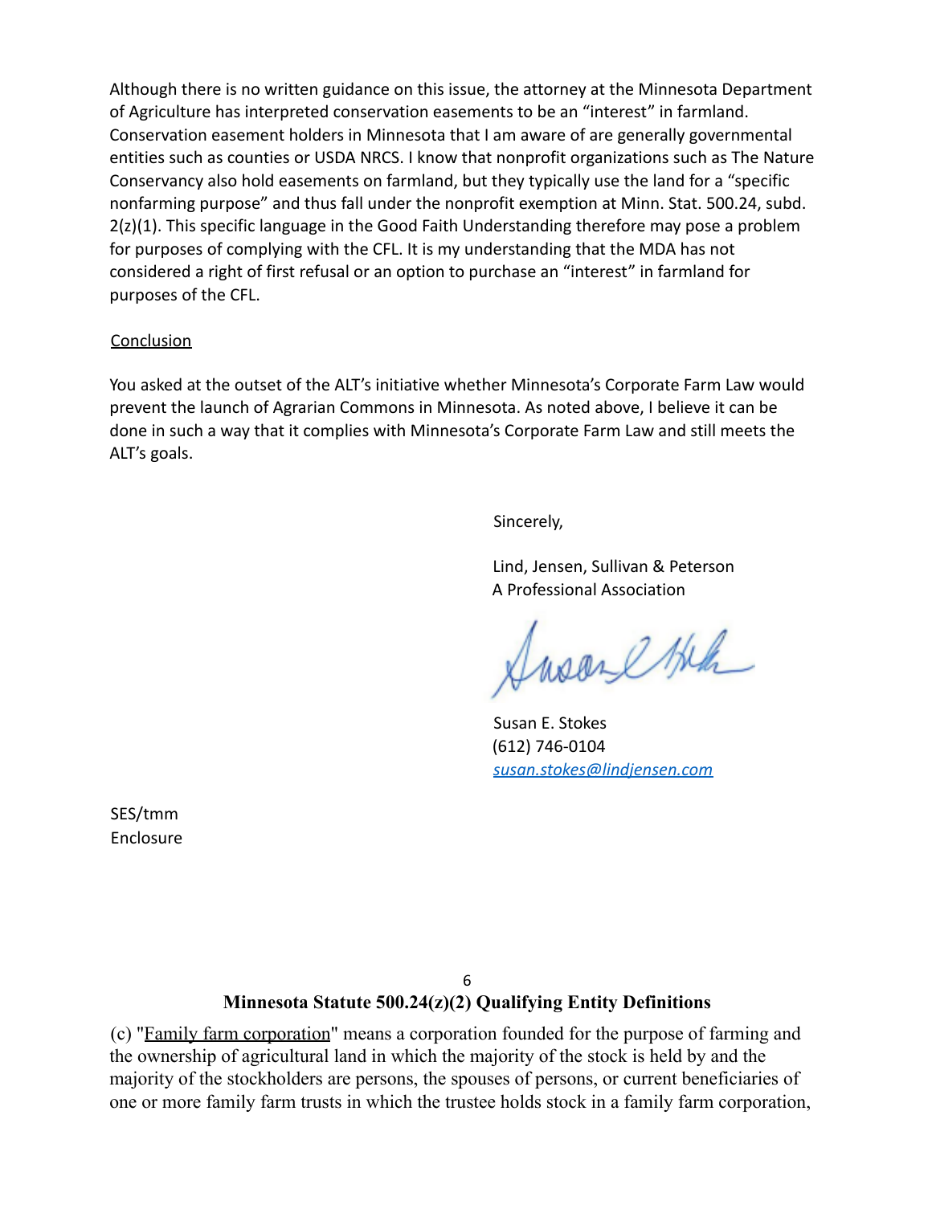Although there is no written guidance on this issue, the attorney at the Minnesota Department of Agriculture has interpreted conservation easements to be an "interest" in farmland. Conservation easement holders in Minnesota that I am aware of are generally governmental entities such as counties or USDA NRCS. I know that nonprofit organizations such as The Nature Conservancy also hold easements on farmland, but they typically use the land for a "specific nonfarming purpose" and thus fall under the nonprofit exemption at Minn. Stat. 500.24, subd. 2(z)(1). This specific language in the Good Faith Understanding therefore may pose a problem for purposes of complying with the CFL. It is my understanding that the MDA has not considered a right of first refusal or an option to purchase an "interest" in farmland for purposes of the CFL.

Conclusion

You asked at the outset of the ALT's initiative whether Minnesota's Corporate Farm Law would prevent the launch of Agrarian Commons in Minnesota. As noted above, I believe it can be done in such a way that it complies with Minnesota's Corporate Farm Law and still meets the ALT's goals.

Sincerely,

Lind, Jensen, Sullivan & Peterson
A Professional Association

Susan E. Stokes
(612) 746-0104
susan.stokes@lindjensen.com

SES/tmm
Enclosure

## Minnesota Statute 500.24(z)(2) Qualifying Entity Definitions

(c) "Family farm corporation" means a corporation founded for the purpose of farming and the ownership of agricultural land in which the majority of the stock is held by and the majority of the stockholders are persons, the spouses of persons, or current beneficiaries of one or more family farm trusts in which the trustee holds stock in a family farm corporation,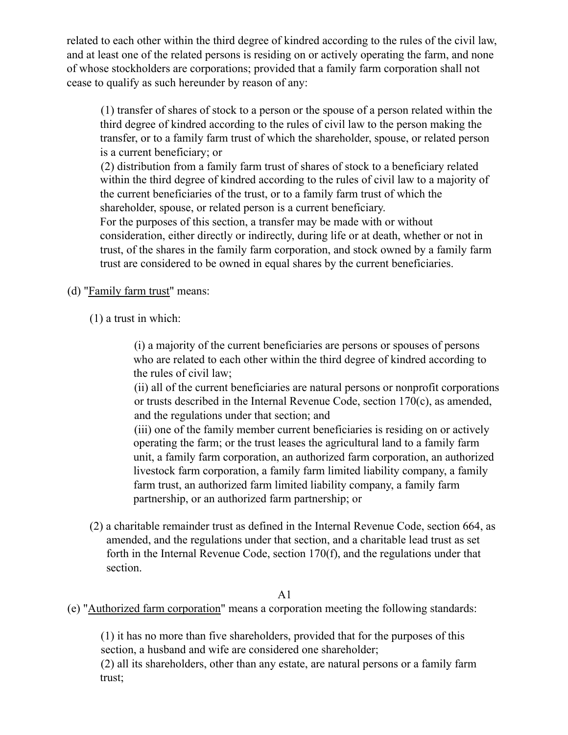related to each other within the third degree of kindred according to the rules of the civil law, and at least one of the related persons is residing on or actively operating the farm, and none of whose stockholders are corporations; provided that a family farm corporation shall not cease to qualify as such hereunder by reason of any:

(1) transfer of shares of stock to a person or the spouse of a person related within the third degree of kindred according to the rules of civil law to the person making the transfer, or to a family farm trust of which the shareholder, spouse, or related person is a current beneficiary; or

(2) distribution from a family farm trust of shares of stock to a beneficiary related within the third degree of kindred according to the rules of civil law to a majority of the current beneficiaries of the trust, or to a family farm trust of which the shareholder, spouse, or related person is a current beneficiary.

For the purposes of this section, a transfer may be made with or without consideration, either directly or indirectly, during life or at death, whether or not in trust, of the shares in the family farm corporation, and stock owned by a family farm trust are considered to be owned in equal shares by the current beneficiaries.

(d) "Family farm trust" means:

(1) a trust in which:

(i) a majority of the current beneficiaries are persons or spouses of persons who are related to each other within the third degree of kindred according to the rules of civil law;

(ii) all of the current beneficiaries are natural persons or nonprofit corporations or trusts described in the Internal Revenue Code, section 170(c), as amended, and the regulations under that section; and

(iii) one of the family member current beneficiaries is residing on or actively operating the farm; or the trust leases the agricultural land to a family farm unit, a family farm corporation, an authorized farm corporation, an authorized livestock farm corporation, a family farm limited liability company, a family farm trust, an authorized farm limited liability company, a family farm partnership, or an authorized farm partnership; or

(2) a charitable remainder trust as defined in the Internal Revenue Code, section 664, as amended, and the regulations under that section, and a charitable lead trust as set forth in the Internal Revenue Code, section 170(f), and the regulations under that section.

A1

(e) "Authorized farm corporation" means a corporation meeting the following standards:

(1) it has no more than five shareholders, provided that for the purposes of this section, a husband and wife are considered one shareholder;

(2) all its shareholders, other than any estate, are natural persons or a family farm trust;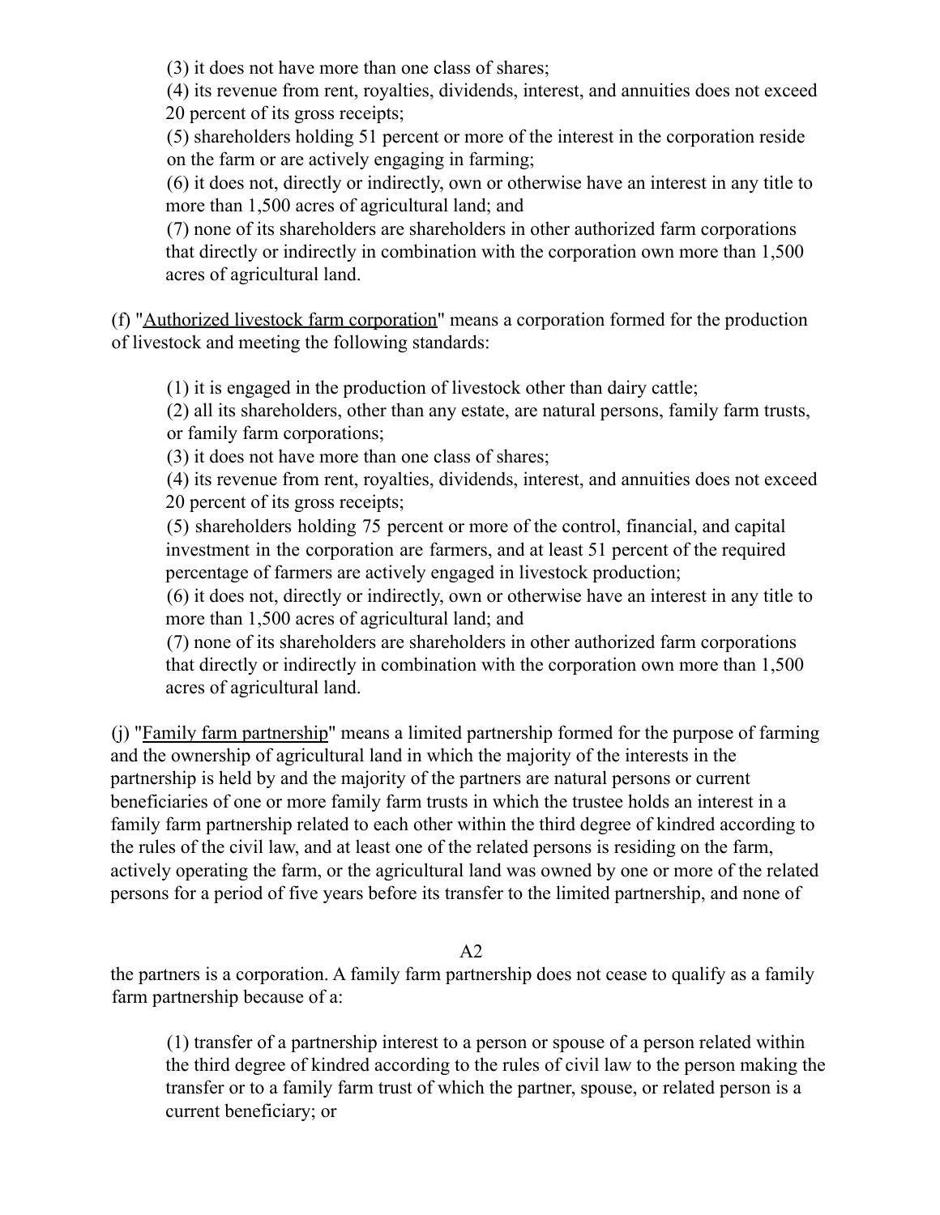(3) it does not have more than one class of shares;

(4) its revenue from rent, royalties, dividends, interest, and annuities does not exceed 20 percent of its gross receipts;

(5) shareholders holding 51 percent or more of the interest in the corporation reside on the farm or are actively engaging in farming;

(6) it does not, directly or indirectly, own or otherwise have an interest in any title to more than 1,500 acres of agricultural land; and

(7) none of its shareholders are shareholders in other authorized farm corporations that directly or indirectly in combination with the corporation own more than 1,500 acres of agricultural land.

(f) "Authorized livestock farm corporation" means a corporation formed for the production of livestock and meeting the following standards:

(1) it is engaged in the production of livestock other than dairy cattle;

(2) all its shareholders, other than any estate, are natural persons, family farm trusts, or family farm corporations;

(3) it does not have more than one class of shares;

(4) its revenue from rent, royalties, dividends, interest, and annuities does not exceed 20 percent of its gross receipts;

(5) shareholders holding 75 percent or more of the control, financial, and capital investment in the corporation are farmers, and at least 51 percent of the required percentage of farmers are actively engaged in livestock production;

(6) it does not, directly or indirectly, own or otherwise have an interest in any title to more than 1,500 acres of agricultural land; and

(7) none of its shareholders are shareholders in other authorized farm corporations that directly or indirectly in combination with the corporation own more than 1,500 acres of agricultural land.

(j) "Family farm partnership" means a limited partnership formed for the purpose of farming and the ownership of agricultural land in which the majority of the interests in the partnership is held by and the majority of the partners are natural persons or current beneficiaries of one or more family farm trusts in which the trustee holds an interest in a family farm partnership related to each other within the third degree of kindred according to the rules of the civil law, and at least one of the related persons is residing on the farm, actively operating the farm, or the agricultural land was owned by one or more of the related persons for a period of five years before its transfer to the limited partnership, and none of the partners is a corporation. A family farm partnership does not cease to qualify as a family farm partnership because of a:

(1) transfer of a partnership interest to a person or spouse of a person related within the third degree of kindred according to the rules of civil law to the person making the transfer or to a family farm trust of which the partner, spouse, or related person is a current beneficiary; or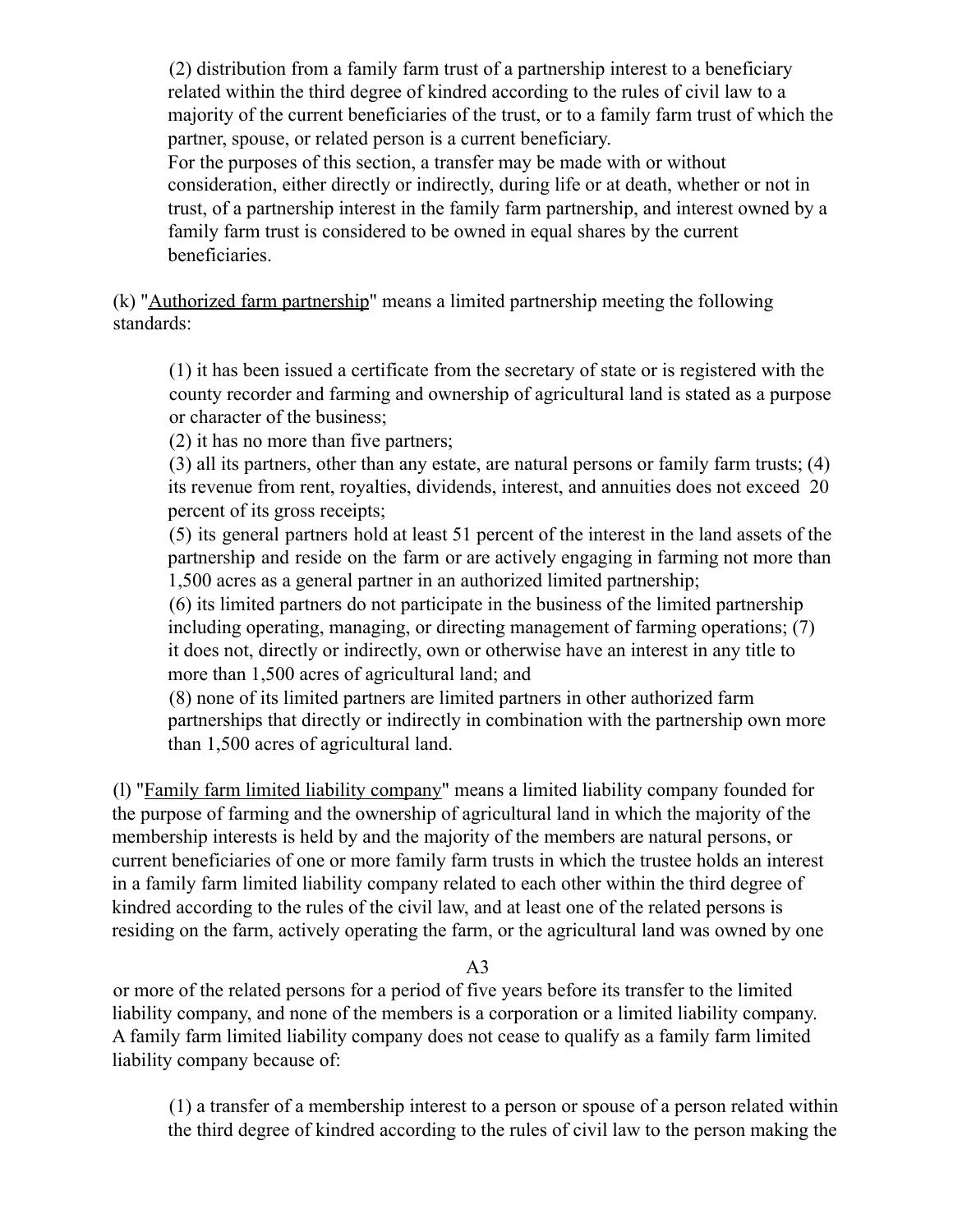(2) distribution from a family farm trust of a partnership interest to a beneficiary related within the third degree of kindred according to the rules of civil law to a majority of the current beneficiaries of the trust, or to a family farm trust of which the partner, spouse, or related person is a current beneficiary.

For the purposes of this section, a transfer may be made with or without consideration, either directly or indirectly, during life or at death, whether or not in trust, of a partnership interest in the family farm partnership, and interest owned by a family farm trust is considered to be owned in equal shares by the current beneficiaries.

(k) "Authorized farm partnership" means a limited partnership meeting the following standards:

(1) it has been issued a certificate from the secretary of state or is registered with the county recorder and farming and ownership of agricultural land is stated as a purpose or character of the business;

(2) it has no more than five partners;

(3) all its partners, other than any estate, are natural persons or family farm trusts; (4) its revenue from rent, royalties, dividends, interest, and annuities does not exceed 20 percent of its gross receipts;

(5) its general partners hold at least 51 percent of the interest in the land assets of the partnership and reside on the farm or are actively engaging in farming not more than 1,500 acres as a general partner in an authorized limited partnership;

(6) its limited partners do not participate in the business of the limited partnership including operating, managing, or directing management of farming operations; (7) it does not, directly or indirectly, own or otherwise have an interest in any title to more than 1,500 acres of agricultural land; and

(8) none of its limited partners are limited partners in other authorized farm partnerships that directly or indirectly in combination with the partnership own more than 1,500 acres of agricultural land.

(l) "Family farm limited liability company" means a limited liability company founded for the purpose of farming and the ownership of agricultural land in which the majority of the membership interests is held by and the majority of the members are natural persons, or current beneficiaries of one or more family farm trusts in which the trustee holds an interest in a family farm limited liability company related to each other within the third degree of kindred according to the rules of the civil law, and at least one of the related persons is residing on the farm, actively operating the farm, or the agricultural land was owned by one or more of the related persons for a period of five years before its transfer to the limited liability company, and none of the members is a corporation or a limited liability company. A family farm limited liability company does not cease to qualify as a family farm limited liability company because of:

(1) a transfer of a membership interest to a person or spouse of a person related within the third degree of kindred according to the rules of civil law to the person making the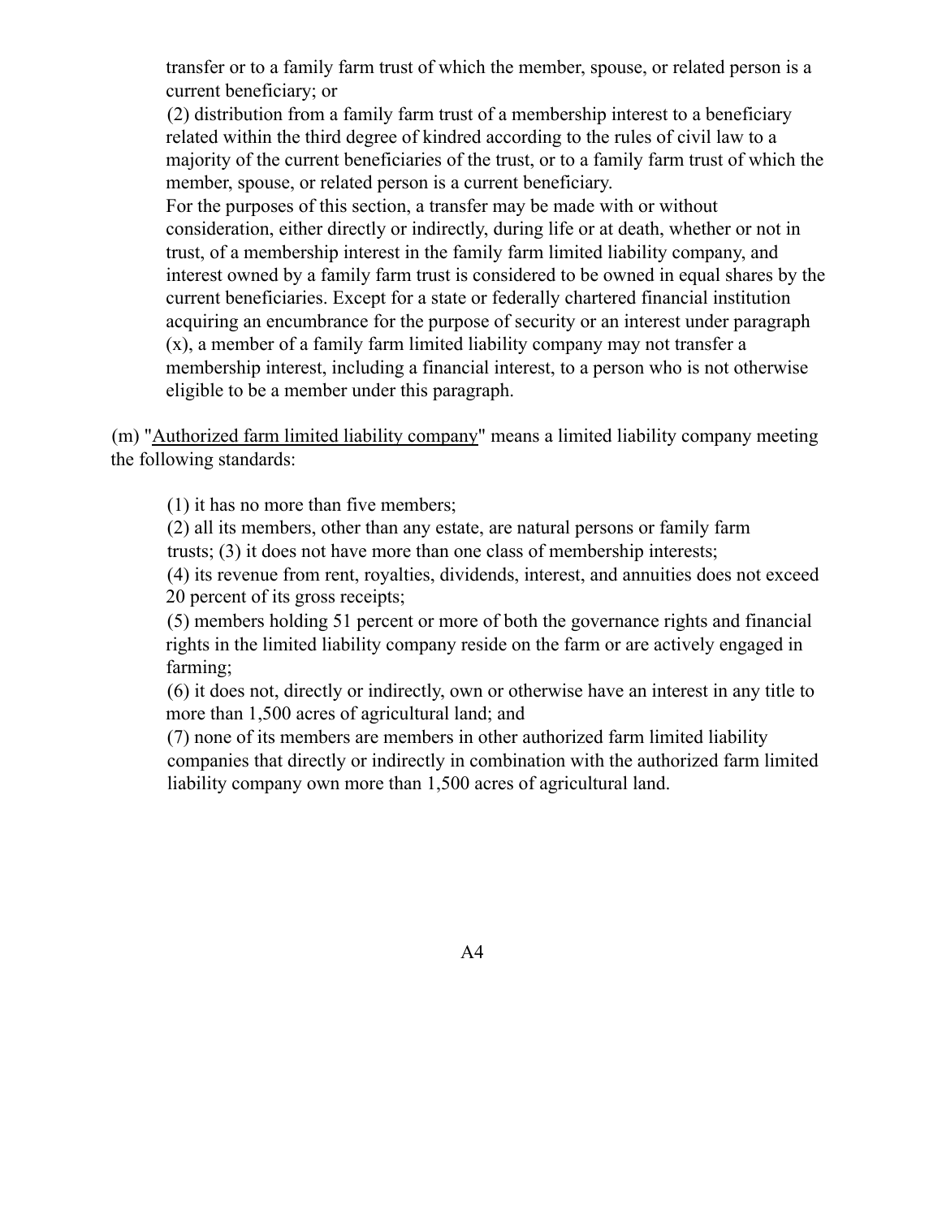transfer or to a family farm trust of which the member, spouse, or related person is a current beneficiary; or

(2) distribution from a family farm trust of a membership interest to a beneficiary related within the third degree of kindred according to the rules of civil law to a majority of the current beneficiaries of the trust, or to a family farm trust of which the member, spouse, or related person is a current beneficiary.

For the purposes of this section, a transfer may be made with or without consideration, either directly or indirectly, during life or at death, whether or not in trust, of a membership interest in the family farm limited liability company, and interest owned by a family farm trust is considered to be owned in equal shares by the current beneficiaries. Except for a state or federally chartered financial institution acquiring an encumbrance for the purpose of security or an interest under paragraph (x), a member of a family farm limited liability company may not transfer a membership interest, including a financial interest, to a person who is not otherwise eligible to be a member under this paragraph.

(m) "Authorized farm limited liability company" means a limited liability company meeting the following standards:

(1) it has no more than five members;

(2) all its members, other than any estate, are natural persons or family farm trusts; (3) it does not have more than one class of membership interests;

(4) its revenue from rent, royalties, dividends, interest, and annuities does not exceed 20 percent of its gross receipts;

(5) members holding 51 percent or more of both the governance rights and financial rights in the limited liability company reside on the farm or are actively engaged in farming;

(6) it does not, directly or indirectly, own or otherwise have an interest in any title to more than 1,500 acres of agricultural land; and

(7) none of its members are members in other authorized farm limited liability companies that directly or indirectly in combination with the authorized farm limited liability company own more than 1,500 acres of agricultural land.